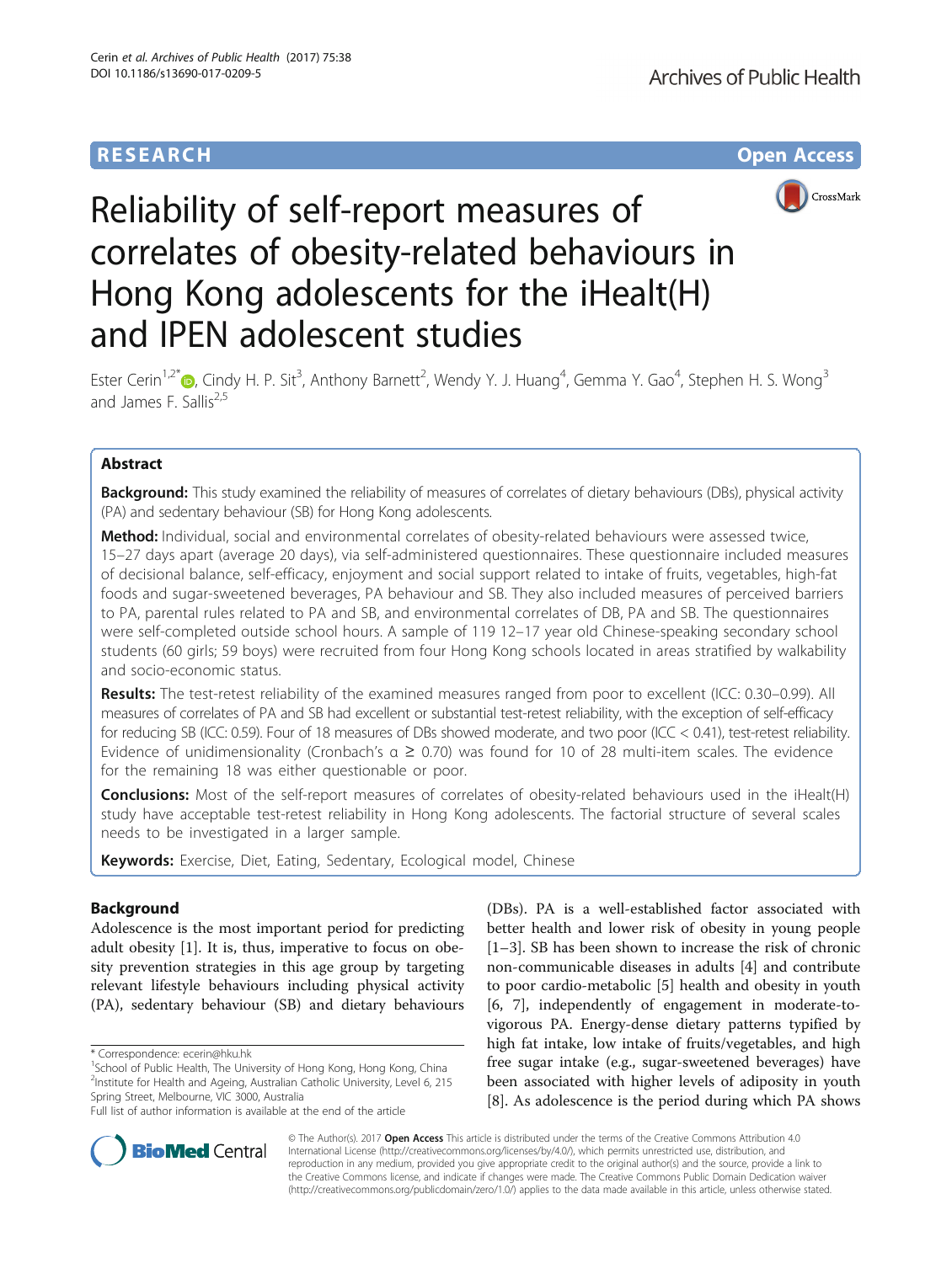**RESEARCH** **Open Access**

# Reliability of self-report measures of correlates of obesity-related behaviours in Hong Kong adolescents for the iHealt(H) and IPEN adolescent studies

Ester Cerin[1,2*], Cindy H. P. Sit[3], Anthony Barnett[2], Wendy Y. J. Huang[4], Gemma Y. Gao[4], Stephen H. S. Wong[3] and James F. Sallis[2,5]

## Abstract

**Background:** This study examined the reliability of measures of correlates of dietary behaviours (DBs), physical activity (PA) and sedentary behaviour (SB) for Hong Kong adolescents.

**Method:** Individual, social and environmental correlates of obesity-related behaviours were assessed twice, 15–27 days apart (average 20 days), via self-administered questionnaires. These questionnaire included measures of decisional balance, self-efficacy, enjoyment and social support related to intake of fruits, vegetables, high-fat foods and sugar-sweetened beverages, PA behaviour and SB. They also included measures of perceived barriers to PA, parental rules related to PA and SB, and environmental correlates of DB, PA and SB. The questionnaires were self-completed outside school hours. A sample of 119 12–17 year old Chinese-speaking secondary school students (60 girls; 59 boys) were recruited from four Hong Kong schools located in areas stratified by walkability and socio-economic status.

**Results:** The test-retest reliability of the examined measures ranged from poor to excellent (ICC: 0.30–0.99). All measures of correlates of PA and SB had excellent or substantial test-retest reliability, with the exception of self-efficacy for reducing SB (ICC: 0.59). Four of 18 measures of DBs showed moderate, and two poor (ICC < 0.41), test-retest reliability. Evidence of unidimensionality (Cronbach's α ≥ 0.70) was found for 10 of 28 multi-item scales. The evidence for the remaining 18 was either questionable or poor.

**Conclusions:** Most of the self-report measures of correlates of obesity-related behaviours used in the iHealt(H) study have acceptable test-retest reliability in Hong Kong adolescents. The factorial structure of several scales needs to be investigated in a larger sample.

**Keywords:** Exercise, Diet, Eating, Sedentary, Ecological model, Chinese

## Background

Adolescence is the most important period for predicting adult obesity [1]. It is, thus, imperative to focus on obesity prevention strategies in this age group by targeting relevant lifestyle behaviours including physical activity (PA), sedentary behaviour (SB) and dietary behaviours (DBs). PA is a well-established factor associated with better health and lower risk of obesity in young people [1–3]. SB has been shown to increase the risk of chronic non-communicable diseases in adults [4] and contribute to poor cardio-metabolic [5] health and obesity in youth [6, 7], independently of engagement in moderate-to-vigorous PA. Energy-dense dietary patterns typified by high fat intake, low intake of fruits/vegetables, and high free sugar intake (e.g., sugar-sweetened beverages) have been associated with higher levels of adiposity in youth [8]. As adolescence is the period during which PA shows

\* Correspondence: ecerin@hku.hk
[1]School of Public Health, The University of Hong Kong, Hong Kong, China
[2]Institute for Health and Ageing, Australian Catholic University, Level 6, 215 Spring Street, Melbourne, VIC 3000, Australia
Full list of author information is available at the end of the article

© The Author(s). 2017 **Open Access** This article is distributed under the terms of the Creative Commons Attribution 4.0 International License (http://creativecommons.org/licenses/by/4.0/), which permits unrestricted use, distribution, and reproduction in any medium, provided you give appropriate credit to the original author(s) and the source, provide a link to the Creative Commons license, and indicate if changes were made. The Creative Commons Public Domain Dedication waiver (http://creativecommons.org/publicdomain/zero/1.0/) applies to the data made available in this article, unless otherwise stated.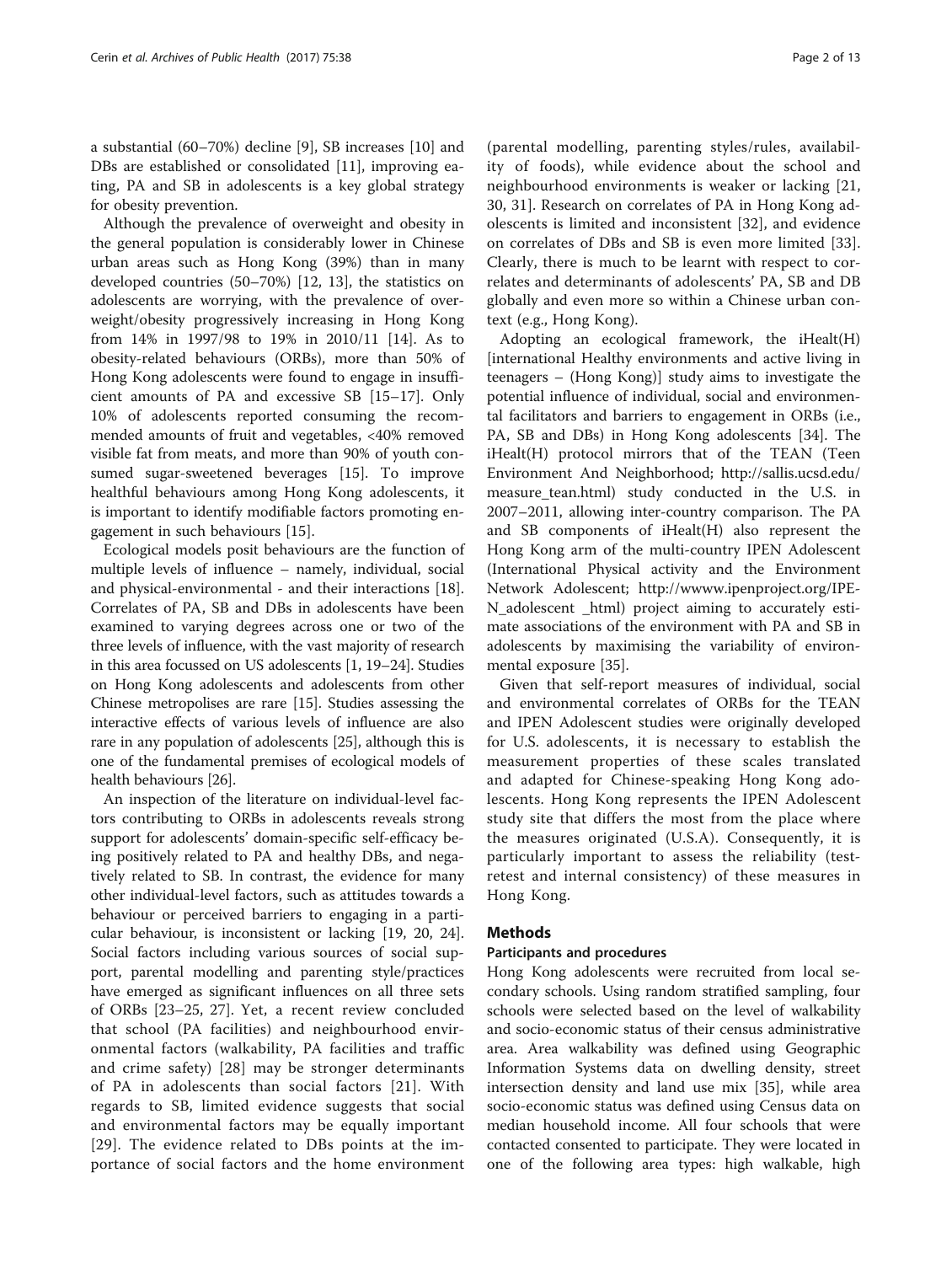a substantial (60–70%) decline [9], SB increases [10] and DBs are established or consolidated [11], improving eating, PA and SB in adolescents is a key global strategy for obesity prevention.

Although the prevalence of overweight and obesity in the general population is considerably lower in Chinese urban areas such as Hong Kong (39%) than in many developed countries (50–70%) [12, 13], the statistics on adolescents are worrying, with the prevalence of overweight/obesity progressively increasing in Hong Kong from 14% in 1997/98 to 19% in 2010/11 [14]. As to obesity-related behaviours (ORBs), more than 50% of Hong Kong adolescents were found to engage in insufficient amounts of PA and excessive SB [15–17]. Only 10% of adolescents reported consuming the recommended amounts of fruit and vegetables, <40% removed visible fat from meats, and more than 90% of youth consumed sugar-sweetened beverages [15]. To improve healthful behaviours among Hong Kong adolescents, it is important to identify modifiable factors promoting engagement in such behaviours [15].

Ecological models posit behaviours are the function of multiple levels of influence – namely, individual, social and physical-environmental - and their interactions [18]. Correlates of PA, SB and DBs in adolescents have been examined to varying degrees across one or two of the three levels of influence, with the vast majority of research in this area focussed on US adolescents [1, 19–24]. Studies on Hong Kong adolescents and adolescents from other Chinese metropolises are rare [15]. Studies assessing the interactive effects of various levels of influence are also rare in any population of adolescents [25], although this is one of the fundamental premises of ecological models of health behaviours [26].

An inspection of the literature on individual-level factors contributing to ORBs in adolescents reveals strong support for adolescents' domain-specific self-efficacy being positively related to PA and healthy DBs, and negatively related to SB. In contrast, the evidence for many other individual-level factors, such as attitudes towards a behaviour or perceived barriers to engaging in a particular behaviour, is inconsistent or lacking [19, 20, 24]. Social factors including various sources of social support, parental modelling and parenting style/practices have emerged as significant influences on all three sets of ORBs [23–25, 27]. Yet, a recent review concluded that school (PA facilities) and neighbourhood environmental factors (walkability, PA facilities and traffic and crime safety) [28] may be stronger determinants of PA in adolescents than social factors [21]. With regards to SB, limited evidence suggests that social and environmental factors may be equally important [29]. The evidence related to DBs points at the importance of social factors and the home environment (parental modelling, parenting styles/rules, availability of foods), while evidence about the school and neighbourhood environments is weaker or lacking [21, 30, 31]. Research on correlates of PA in Hong Kong adolescents is limited and inconsistent [32], and evidence on correlates of DBs and SB is even more limited [33]. Clearly, there is much to be learnt with respect to correlates and determinants of adolescents' PA, SB and DB globally and even more so within a Chinese urban context (e.g., Hong Kong).

Adopting an ecological framework, the iHealt(H) [international Healthy environments and active living in teenagers – (Hong Kong)] study aims to investigate the potential influence of individual, social and environmental facilitators and barriers to engagement in ORBs (i.e., PA, SB and DBs) in Hong Kong adolescents [34]. The iHealt(H) protocol mirrors that of the TEAN (Teen Environment And Neighborhood; http://sallis.ucsd.edu/measure_tean.html) study conducted in the U.S. in 2007–2011, allowing inter-country comparison. The PA and SB components of iHealt(H) also represent the Hong Kong arm of the multi-country IPEN Adolescent (International Physical activity and the Environment Network Adolescent; http://wwww.ipenproject.org/IPEN_adolescent _html) project aiming to accurately estimate associations of the environment with PA and SB in adolescents by maximising the variability of environmental exposure [35].

Given that self-report measures of individual, social and environmental correlates of ORBs for the TEAN and IPEN Adolescent studies were originally developed for U.S. adolescents, it is necessary to establish the measurement properties of these scales translated and adapted for Chinese-speaking Hong Kong adolescents. Hong Kong represents the IPEN Adolescent study site that differs the most from the place where the measures originated (U.S.A). Consequently, it is particularly important to assess the reliability (test-retest and internal consistency) of these measures in Hong Kong.

## Methods

### Participants and procedures

Hong Kong adolescents were recruited from local secondary schools. Using random stratified sampling, four schools were selected based on the level of walkability and socio-economic status of their census administrative area. Area walkability was defined using Geographic Information Systems data on dwelling density, street intersection density and land use mix [35], while area socio-economic status was defined using Census data on median household income. All four schools that were contacted consented to participate. They were located in one of the following area types: high walkable, high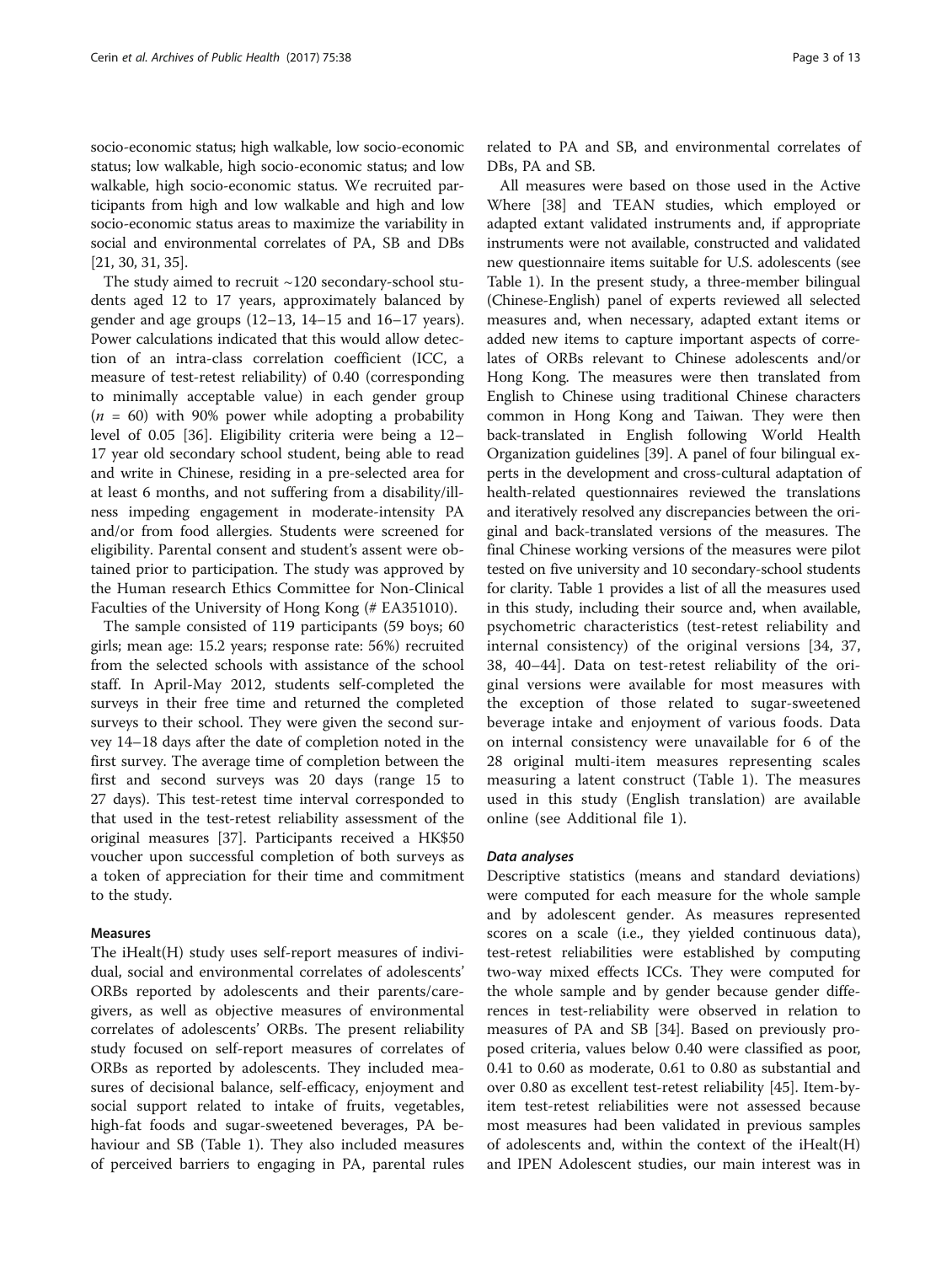socio-economic status; high walkable, low socio-economic status; low walkable, high socio-economic status; and low walkable, high socio-economic status. We recruited participants from high and low walkable and high and low socio-economic status areas to maximize the variability in social and environmental correlates of PA, SB and DBs [21, 30, 31, 35].

The study aimed to recruit ~120 secondary-school students aged 12 to 17 years, approximately balanced by gender and age groups (12–13, 14–15 and 16–17 years). Power calculations indicated that this would allow detection of an intra-class correlation coefficient (ICC, a measure of test-retest reliability) of 0.40 (corresponding to minimally acceptable value) in each gender group ($n = 60$) with 90% power while adopting a probability level of 0.05 [36]. Eligibility criteria were being a 12–17 year old secondary school student, being able to read and write in Chinese, residing in a pre-selected area for at least 6 months, and not suffering from a disability/illness impeding engagement in moderate-intensity PA and/or from food allergies. Students were screened for eligibility. Parental consent and student's assent were obtained prior to participation. The study was approved by the Human research Ethics Committee for Non-Clinical Faculties of the University of Hong Kong (# EA351010).

The sample consisted of 119 participants (59 boys; 60 girls; mean age: 15.2 years; response rate: 56%) recruited from the selected schools with assistance of the school staff. In April-May 2012, students self-completed the surveys in their free time and returned the completed surveys to their school. They were given the second survey 14–18 days after the date of completion noted in the first survey. The average time of completion between the first and second surveys was 20 days (range 15 to 27 days). This test-retest time interval corresponded to that used in the test-retest reliability assessment of the original measures [37]. Participants received a HK$50 voucher upon successful completion of both surveys as a token of appreciation for their time and commitment to the study.

### Measures

The iHealt(H) study uses self-report measures of individual, social and environmental correlates of adolescents' ORBs reported by adolescents and their parents/caregivers, as well as objective measures of environmental correlates of adolescents' ORBs. The present reliability study focused on self-report measures of correlates of ORBs as reported by adolescents. They included measures of decisional balance, self-efficacy, enjoyment and social support related to intake of fruits, vegetables, high-fat foods and sugar-sweetened beverages, PA behaviour and SB (Table 1). They also included measures of perceived barriers to engaging in PA, parental rules related to PA and SB, and environmental correlates of DBs, PA and SB.

All measures were based on those used in the Active Where [38] and TEAN studies, which employed or adapted extant validated instruments and, if appropriate instruments were not available, constructed and validated new questionnaire items suitable for U.S. adolescents (see Table 1). In the present study, a three-member bilingual (Chinese-English) panel of experts reviewed all selected measures and, when necessary, adapted extant items or added new items to capture important aspects of correlates of ORBs relevant to Chinese adolescents and/or Hong Kong. The measures were then translated from English to Chinese using traditional Chinese characters common in Hong Kong and Taiwan. They were then back-translated in English following World Health Organization guidelines [39]. A panel of four bilingual experts in the development and cross-cultural adaptation of health-related questionnaires reviewed the translations and iteratively resolved any discrepancies between the original and back-translated versions of the measures. The final Chinese working versions of the measures were pilot tested on five university and 10 secondary-school students for clarity. Table 1 provides a list of all the measures used in this study, including their source and, when available, psychometric characteristics (test-retest reliability and internal consistency) of the original versions [34, 37, 38, 40–44]. Data on test-retest reliability of the original versions were available for most measures with the exception of those related to sugar-sweetened beverage intake and enjoyment of various foods. Data on internal consistency were unavailable for 6 of the 28 original multi-item measures representing scales measuring a latent construct (Table 1). The measures used in this study (English translation) are available online (see Additional file 1).

### *Data analyses*

Descriptive statistics (means and standard deviations) were computed for each measure for the whole sample and by adolescent gender. As measures represented scores on a scale (i.e., they yielded continuous data), test-retest reliabilities were established by computing two-way mixed effects ICCs. They were computed for the whole sample and by gender because gender differences in test-reliability were observed in relation to measures of PA and SB [34]. Based on previously proposed criteria, values below 0.40 were classified as poor, 0.41 to 0.60 as moderate, 0.61 to 0.80 as substantial and over 0.80 as excellent test-retest reliability [45]. Item-by-item test-retest reliabilities were not assessed because most measures had been validated in previous samples of adolescents and, within the context of the iHealt(H) and IPEN Adolescent studies, our main interest was in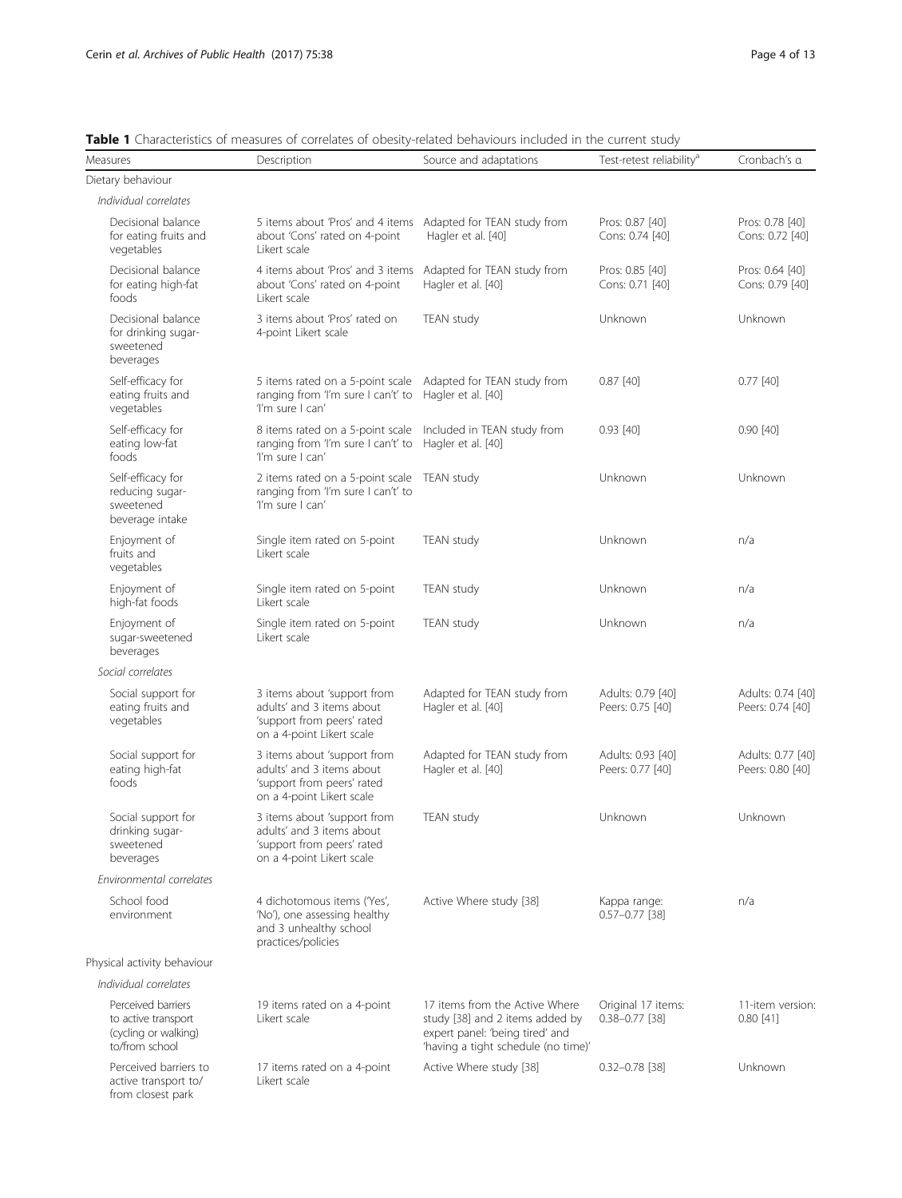**Table 1** Characteristics of measures of correlates of obesity-related behaviours included in the current study

| Measures | Description | Source and adaptations | Test-retest reliability[a] | Cronbach's α |
|---|---|---|---|---|
| Dietary behaviour | | | | |
| *Individual correlates* | | | | |
| Decisional balance for eating fruits and vegetables | 5 items about 'Pros' and 4 items about 'Cons' rated on 4-point Likert scale | Adapted for TEAN study from Hagler et al. [40] | Pros: 0.87 [40] Cons: 0.74 [40] | Pros: 0.78 [40] Cons: 0.72 [40] |
| Decisional balance for eating high-fat foods | 4 items about 'Pros' and 3 items about 'Cons' rated on 4-point Likert scale | Adapted for TEAN study from Hagler et al. [40] | Pros: 0.85 [40] Cons: 0.71 [40] | Pros: 0.64 [40] Cons: 0.79 [40] |
| Decisional balance for drinking sugar-sweetened beverages | 3 items about 'Pros' rated on 4-point Likert scale | TEAN study | Unknown | Unknown |
| Self-efficacy for eating fruits and vegetables | 5 items rated on a 5-point scale ranging from 'I'm sure I can't' to 'I'm sure I can' | Adapted for TEAN study from Hagler et al. [40] | 0.87 [40] | 0.77 [40] |
| Self-efficacy for eating low-fat foods | 8 items rated on a 5-point scale ranging from 'I'm sure I can't' to 'I'm sure I can' | Included in TEAN study from Hagler et al. [40] | 0.93 [40] | 0.90 [40] |
| Self-efficacy for reducing sugar-sweetened beverage intake | 2 items rated on a 5-point scale ranging from 'I'm sure I can't' to 'I'm sure I can' | TEAN study | Unknown | Unknown |
| Enjoyment of fruits and vegetables | Single item rated on 5-point Likert scale | TEAN study | Unknown | n/a |
| Enjoyment of high-fat foods | Single item rated on 5-point Likert scale | TEAN study | Unknown | n/a |
| Enjoyment of sugar-sweetened beverages | Single item rated on 5-point Likert scale | TEAN study | Unknown | n/a |
| *Social correlates* | | | | |
| Social support for eating fruits and vegetables | 3 items about 'support from adults' and 3 items about 'support from peers' rated on a 4-point Likert scale | Adapted for TEAN study from Hagler et al. [40] | Adults: 0.79 [40] Peers: 0.75 [40] | Adults: 0.74 [40] Peers: 0.74 [40] |
| Social support for eating high-fat foods | 3 items about 'support from adults' and 3 items about 'support from peers' rated on a 4-point Likert scale | Adapted for TEAN study from Hagler et al. [40] | Adults: 0.93 [40] Peers: 0.77 [40] | Adults: 0.77 [40] Peers: 0.80 [40] |
| Social support for drinking sugar-sweetened beverages | 3 items about 'support from adults' and 3 items about 'support from peers' rated on a 4-point Likert scale | TEAN study | Unknown | Unknown |
| *Environmental correlates* | | | | |
| School food environment | 4 dichotomous items ('Yes', 'No'), one assessing healthy and 3 unhealthy school practices/policies | Active Where study [38] | Kappa range: 0.57–0.77 [38] | n/a |
| Physical activity behaviour | | | | |
| *Individual correlates* | | | | |
| Perceived barriers to active transport (cycling or walking) to/from school | 19 items rated on a 4-point Likert scale | 17 items from the Active Where study [38] and 2 items added by expert panel: 'being tired' and 'having a tight schedule (no time)' | Original 17 items: 0.38–0.77 [38] | 11-item version: 0.80 [41] |
| Perceived barriers to active transport to/from closest park | 17 items rated on a 4-point Likert scale | Active Where study [38] | 0.32–0.78 [38] | Unknown |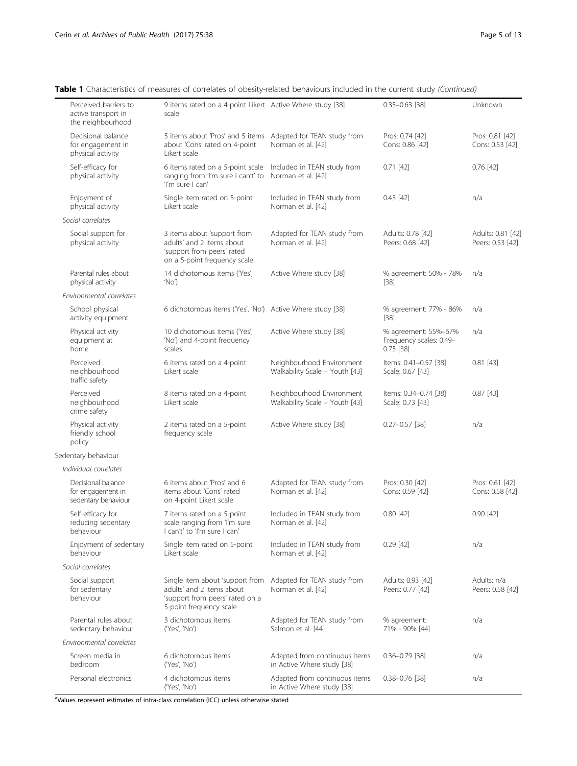**Table 1** Characteristics of measures of correlates of obesity-related behaviours included in the current study *(Continued)*

| | | | | |
|---|---|---|---|---|
| Perceived barriers to active transport in the neighbourhood | 9 items rated on a 4-point Likert scale | Active Where study [38] | 0.35–0.63 [38] | Unknown |
| Decisional balance for engagement in physical activity | 5 items about 'Pros' and 5 items about 'Cons' rated on 4-point Likert scale | Adapted for TEAN study from Norman et al. [42] | Pros: 0.74 [42] Cons: 0.86 [42] | Pros: 0.81 [42] Cons: 0.53 [42] |
| Self-efficacy for physical activity | 6 items rated on a 5-point scale ranging from 'I'm sure I can't' to 'I'm sure I can' | Included in TEAN study from Norman et al. [42] | 0.71 [42] | 0.76 [42] |
| Enjoyment of physical activity | Single item rated on 5-point Likert scale | Included in TEAN study from Norman et al. [42] | 0.43 [42] | n/a |
| *Social correlates* | | | | |
| Social support for physical activity | 3 items about 'support from adults' and 2 items about 'support from peers' rated on a 5-point frequency scale | Adapted for TEAN study from Norman et al. [42] | Adults: 0.78 [42] Peers: 0.68 [42] | Adults: 0.81 [42] Peers: 0.53 [42] |
| Parental rules about physical activity | 14 dichotomous items ('Yes', 'No') | Active Where study [38] | % agreement: 50% - 78% [38] | n/a |
| *Environmental correlates* | | | | |
| School physical activity equipment | 6 dichotomous items ('Yes', 'No') | Active Where study [38] | % agreement: 77% - 86% [38] | n/a |
| Physical activity equipment at home | 10 dichotomous items ('Yes', 'No') and 4-point frequency scales | Active Where study [38] | % agreement: 55%–67% Frequency scales: 0.49–0.75 [38] | n/a |
| Perceived neighbourhood traffic safety | 6 items rated on a 4-point Likert scale | Neighbourhood Environment Walkability Scale – Youth [43] | Items: 0.41–0.57 [38] Scale: 0.67 [43] | 0.81 [43] |
| Perceived neighbourhood crime safety | 8 items rated on a 4-point Likert scale | Neighbourhood Environment Walkability Scale – Youth [43] | Items: 0.34–0.74 [38] Scale: 0.73 [43] | 0.87 [43] |
| Physical activity friendly school policy | 2 items rated on a 5-point frequency scale | Active Where study [38] | 0.27–0.57 [38] | n/a |
| Sedentary behaviour | | | | |
| *Individual correlates* | | | | |
| Decisional balance for engagement in sedentary behaviour | 6 items about 'Pros' and 6 items about 'Cons' rated on 4-point Likert scale | Adapted for TEAN study from Norman et al. [42] | Pros: 0.30 [42] Cons: 0.59 [42] | Pros: 0.61 [42] Cons: 0.58 [42] |
| Self-efficacy for reducing sedentary behaviour | 7 items rated on a 5-point scale ranging from 'I'm sure I can't' to 'I'm sure I can' | Included in TEAN study from Norman et al. [42] | 0.80 [42] | 0.90 [42] |
| Enjoyment of sedentary behaviour | Single item rated on 5-point Likert scale | Included in TEAN study from Norman et al. [42] | 0.29 [42] | n/a |
| *Social correlates* | | | | |
| Social support for sedentary behaviour | Single item about 'support from adults' and 2 items about 'support from peers' rated on a 5-point frequency scale | Adapted for TEAN study from Norman et al. [42] | Adults: 0.93 [42] Peers: 0.77 [42] | Adults: n/a Peers: 0.58 [42] |
| Parental rules about sedentary behaviour | 3 dichotomous items ('Yes', 'No') | Adapted for TEAN study from Salmon et al. [44] | % agreement: 71% - 90% [44] | n/a |
| *Environmental correlates* | | | | |
| Screen media in bedroom | 6 dichotomous items ('Yes', 'No') | Adapted from continuous items in Active Where study [38] | 0.36–0.79 [38] | n/a |
| Personal electronics | 4 dichotomous items ('Yes', 'No') | Adapted from continuous items in Active Where study [38] | 0.38–0.76 [38] | n/a |

[a]Values represent estimates of intra-class correlation (ICC) unless otherwise stated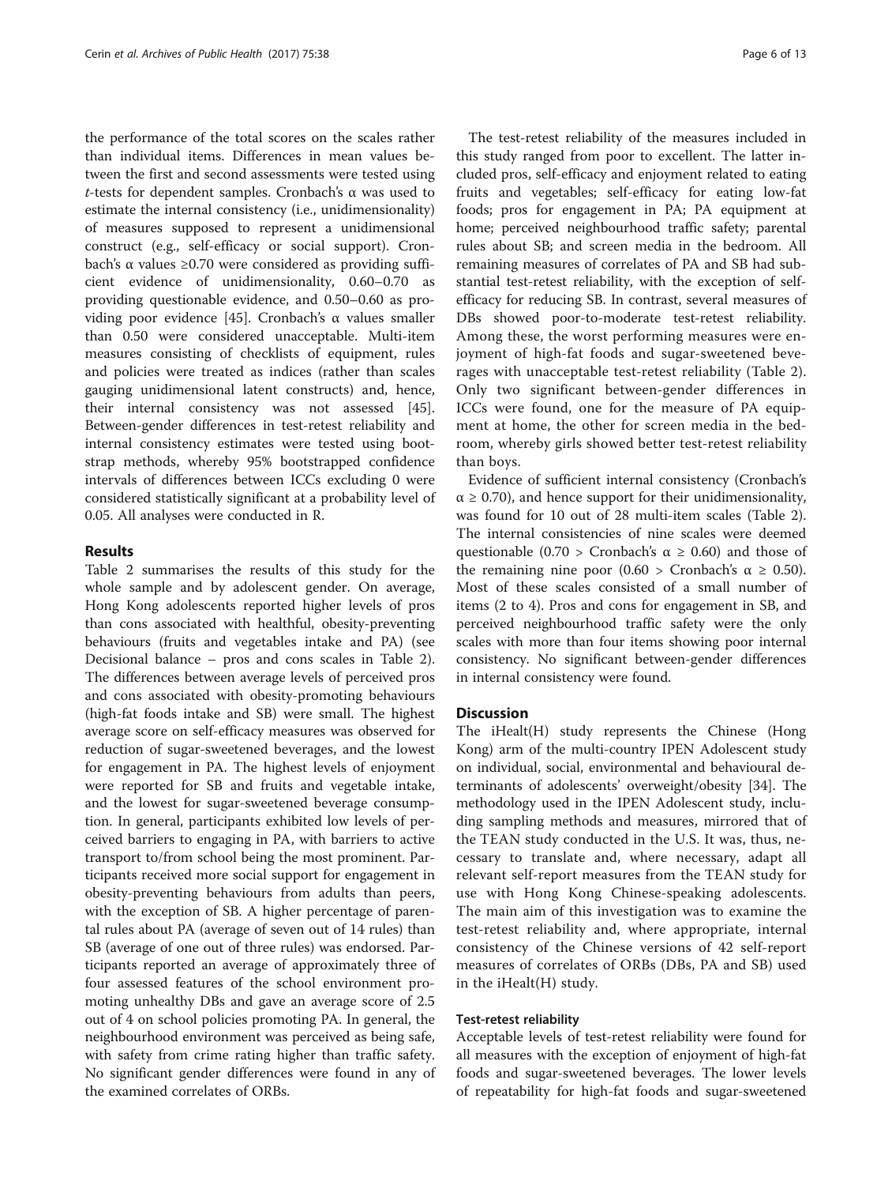the performance of the total scores on the scales rather than individual items. Differences in mean values between the first and second assessments were tested using *t*-tests for dependent samples. Cronbach's α was used to estimate the internal consistency (i.e., unidimensionality) of measures supposed to represent a unidimensional construct (e.g., self-efficacy or social support). Cronbach's α values ≥0.70 were considered as providing sufficient evidence of unidimensionality, 0.60–0.70 as providing questionable evidence, and 0.50–0.60 as providing poor evidence [45]. Cronbach's α values smaller than 0.50 were considered unacceptable. Multi-item measures consisting of checklists of equipment, rules and policies were treated as indices (rather than scales gauging unidimensional latent constructs) and, hence, their internal consistency was not assessed [45]. Between-gender differences in test-retest reliability and internal consistency estimates were tested using bootstrap methods, whereby 95% bootstrapped confidence intervals of differences between ICCs excluding 0 were considered statistically significant at a probability level of 0.05. All analyses were conducted in R.

## Results

Table 2 summarises the results of this study for the whole sample and by adolescent gender. On average, Hong Kong adolescents reported higher levels of pros than cons associated with healthful, obesity-preventing behaviours (fruits and vegetables intake and PA) (see Decisional balance – pros and cons scales in Table 2). The differences between average levels of perceived pros and cons associated with obesity-promoting behaviours (high-fat foods intake and SB) were small. The highest average score on self-efficacy measures was observed for reduction of sugar-sweetened beverages, and the lowest for engagement in PA. The highest levels of enjoyment were reported for SB and fruits and vegetable intake, and the lowest for sugar-sweetened beverage consumption. In general, participants exhibited low levels of perceived barriers to engaging in PA, with barriers to active transport to/from school being the most prominent. Participants received more social support for engagement in obesity-preventing behaviours from adults than peers, with the exception of SB. A higher percentage of parental rules about PA (average of seven out of 14 rules) than SB (average of one out of three rules) was endorsed. Participants reported an average of approximately three of four assessed features of the school environment promoting unhealthy DBs and gave an average score of 2.5 out of 4 on school policies promoting PA. In general, the neighbourhood environment was perceived as being safe, with safety from crime rating higher than traffic safety. No significant gender differences were found in any of the examined correlates of ORBs.

The test-retest reliability of the measures included in this study ranged from poor to excellent. The latter included pros, self-efficacy and enjoyment related to eating fruits and vegetables; self-efficacy for eating low-fat foods; pros for engagement in PA; PA equipment at home; perceived neighbourhood traffic safety; parental rules about SB; and screen media in the bedroom. All remaining measures of correlates of PA and SB had substantial test-retest reliability, with the exception of self-efficacy for reducing SB. In contrast, several measures of DBs showed poor-to-moderate test-retest reliability. Among these, the worst performing measures were enjoyment of high-fat foods and sugar-sweetened beverages with unacceptable test-retest reliability (Table 2). Only two significant between-gender differences in ICCs were found, one for the measure of PA equipment at home, the other for screen media in the bedroom, whereby girls showed better test-retest reliability than boys.

Evidence of sufficient internal consistency (Cronbach's α ≥ 0.70), and hence support for their unidimensionality, was found for 10 out of 28 multi-item scales (Table 2). The internal consistencies of nine scales were deemed questionable (0.70 > Cronbach's α ≥ 0.60) and those of the remaining nine poor (0.60 > Cronbach's α ≥ 0.50). Most of these scales consisted of a small number of items (2 to 4). Pros and cons for engagement in SB, and perceived neighbourhood traffic safety were the only scales with more than four items showing poor internal consistency. No significant between-gender differences in internal consistency were found.

## Discussion

The iHealt(H) study represents the Chinese (Hong Kong) arm of the multi-country IPEN Adolescent study on individual, social, environmental and behavioural determinants of adolescents' overweight/obesity [34]. The methodology used in the IPEN Adolescent study, including sampling methods and measures, mirrored that of the TEAN study conducted in the U.S. It was, thus, necessary to translate and, where necessary, adapt all relevant self-report measures from the TEAN study for use with Hong Kong Chinese-speaking adolescents. The main aim of this investigation was to examine the test-retest reliability and, where appropriate, internal consistency of the Chinese versions of 42 self-report measures of correlates of ORBs (DBs, PA and SB) used in the iHealt(H) study.

### Test-retest reliability

Acceptable levels of test-retest reliability were found for all measures with the exception of enjoyment of high-fat foods and sugar-sweetened beverages. The lower levels of repeatability for high-fat foods and sugar-sweetened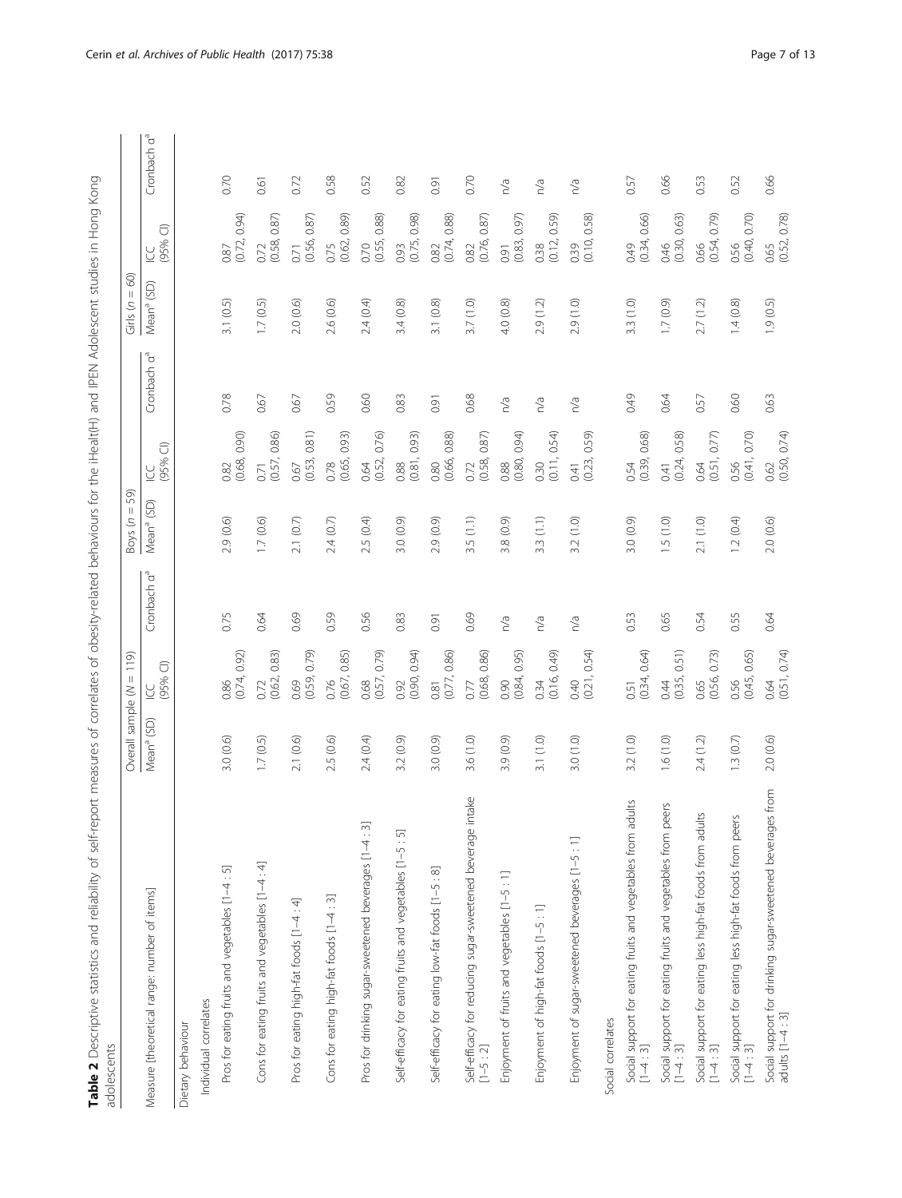**Table 2** Descriptive statistics and reliability of self-report measures of correlates of obesity-related behaviours for the iHealt(H) and IPEN Adolescent studies in Hong Kong adolescents

| Measure [theoretical range: number of items] | Overall sample (N = 119) | | | Boys (n = 59) | | | Girls (n = 60) | | |
|---|---|---|---|---|---|---|---|---|---|
| | Mean[a] (SD) | ICC (95% CI) | Cronbach α[a] | Mean[a] (SD) | ICC (95% CI) | Cronbach α[a] | Mean[a] (SD) | ICC (95% CI) | Cronbach α[a] |
| Dietary behaviour | | | | | | | | | |
| Individual correlates | | | | | | | | | |
| Pros for eating fruits and vegetables [1–4 : 5] | 3.0 (0.6) | 0.86 (0.74, 0.92) | 0.75 | 2.9 (0.6) | 0.82 (0.68, 0.90) | 0.78 | 3.1 (0.5) | 0.87 (0.72, 0.94) | 0.70 |
| Cons for eating fruits and vegetables [1–4 : 4] | 1.7 (0.5) | 0.72 (0.62, 0.83) | 0.64 | 1.7 (0.6) | 0.71 (0.57, 0.86) | 0.67 | 1.7 (0.5) | 0.72 (0.58, 0.87) | 0.61 |
| Pros for eating high-fat foods [1–4 : 4] | 2.1 (0.6) | 0.69 (0.59, 0.79) | 0.69 | 2.1 (0.7) | 0.67 (0.53, 0.81) | 0.67 | 2.0 (0.6) | 0.71 (0.56, 0.87) | 0.72 |
| Cons for eating high-fat foods [1–4 : 3] | 2.5 (0.6) | 0.76 (0.67, 0.85) | 0.59 | 2.4 (0.7) | 0.78 (0.65, 0.93) | 0.59 | 2.6 (0.6) | 0.75 (0.62, 0.89) | 0.58 |
| Pros for drinking sugar-sweetened beverages [1–4 : 3] | 2.4 (0.4) | 0.68 (0.57, 0.79) | 0.56 | 2.5 (0.4) | 0.64 (0.52, 0.76) | 0.60 | 2.4 (0.4) | 0.70 (0.55, 0.88) | 0.52 |
| Self-efficacy for eating fruits and vegetables [1–5 : 5] | 3.2 (0.9) | 0.92 (0.90, 0.94) | 0.83 | 3.0 (0.9) | 0.88 (0.81, 0.93) | 0.83 | 3.4 (0.8) | 0.93 (0.75, 0.98) | 0.82 |
| Self-efficacy for eating low-fat foods [1–5 : 8] | 3.0 (0.9) | 0.81 (0.77, 0.86) | 0.91 | 2.9 (0.9) | 0.80 (0.66, 0.88) | 0.91 | 3.1 (0.8) | 0.82 (0.74, 0.88) | 0.91 |
| Self-efficacy for reducing sugar-sweetened beverage intake [1–5 : 2] | 3.6 (1.0) | 0.77 (0.68, 0.86) | 0.69 | 3.5 (1.1) | 0.72 (0.58, 0.87) | 0.68 | 3.7 (1.0) | 0.82 (0.76, 0.87) | 0.70 |
| Enjoyment of fruits and vegetables [1–5 : 1] | 3.9 (0.9) | 0.90 (0.84, 0.95) | n/a | 3.8 (0.9) | 0.88 (0.80, 0.94) | n/a | 4.0 (0.8) | 0.91 (0.83, 0.97) | n/a |
| Enjoyment of high-fat foods [1–5 : 1] | 3.1 (1.0) | 0.34 (0.16, 0.49) | n/a | 3.3 (1.1) | 0.30 (0.11, 0.54) | n/a | 2.9 (1.2) | 0.38 (0.12, 0.59) | n/a |
| Enjoyment of sugar-sweetened beverages [1–5 : 1] | 3.0 (1.0) | 0.40 (0.21, 0.54) | n/a | 3.2 (1.0) | 0.41 (0.23, 0.59) | n/a | 2.9 (1.0) | 0.39 (0.10, 0.58) | n/a |
| Social correlates | | | | | | | | | |
| Social support for eating fruits and vegetables from adults [1–4 : 3] | 3.2 (1.0) | 0.51 (0.34, 0.64) | 0.53 | 3.0 (0.9) | 0.54 (0.39, 0.68) | 0.49 | 3.3 (1.0) | 0.49 (0.34, 0.66) | 0.57 |
| Social support for eating fruits and vegetables from peers [1–4 : 3] | 1.6 (1.0) | 0.44 (0.35, 0.51) | 0.65 | 1.5 (1.0) | 0.41 (0.24, 0.58) | 0.64 | 1.7 (0.9) | 0.46 (0.30, 0.63) | 0.66 |
| Social support for eating less high-fat foods from adults [1–4 : 3] | 2.4 (1.2) | 0.65 (0.56, 0.73) | 0.54 | 2.1 (1.0) | 0.64 (0.51, 0.77) | 0.57 | 2.7 (1.2) | 0.66 (0.54, 0.79) | 0.53 |
| Social support for eating less high-fat foods from peers [1–4 : 3] | 1.3 (0.7) | 0.56 (0.45, 0.65) | 0.55 | 1.2 (0.4) | 0.56 (0.41, 0.70) | 0.60 | 1.4 (0.8) | 0.56 (0.40, 0.70) | 0.52 |
| Social support for drinking sugar-sweetened beverages from adults [1–4 : 3] | 2.0 (0.6) | 0.64 (0.51, 0.74) | 0.64 | 2.0 (0.6) | 0.62 (0.50, 0.74) | 0.63 | 1.9 (0.5) | 0.65 (0.52, 0.78) | 0.66 |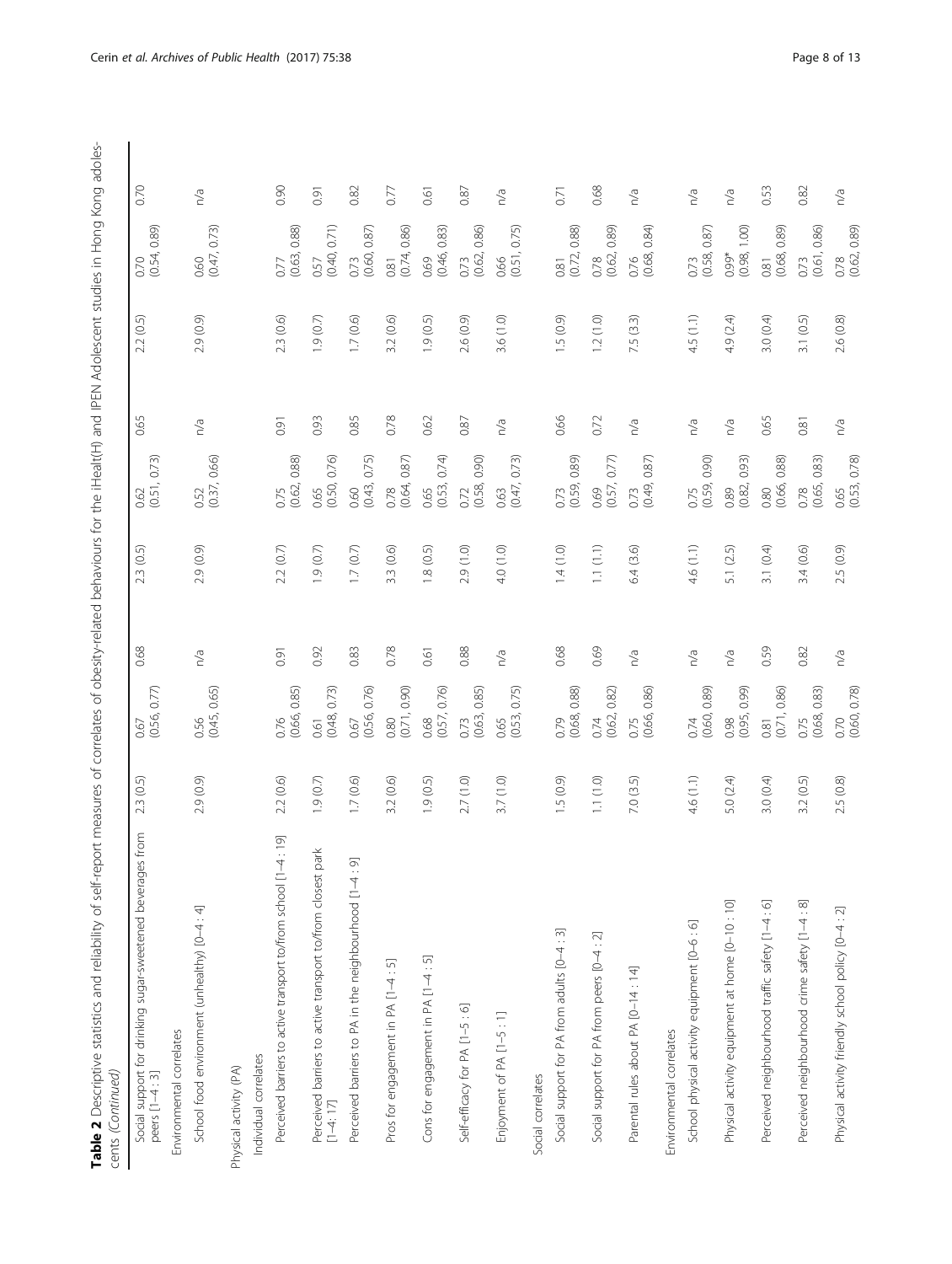**Table 2** Descriptive statistics and reliability of self-report measures of correlates of obesity-related behaviours for the iHealt(H) and IPEN Adolescent studies in Hong Kong adolescents *(Continued)*

| | | | | | | | | |
|---|---|---|---|---|---|---|---|---|
| Social support for drinking sugar-sweetened beverages from peers [1–4 : 3] | 2.3 (0.5) | 0.67 (0.56, 0.77) | 0.68 | 2.3 (0.5) | 0.62 (0.51, 0.73) | 0.65 | 2.2 (0.5) | 0.70 (0.54, 0.89) | 0.70 |
| Environmental correlates | | | | | | | | | |
| School food environment (unhealthy) [0–4 : 4] | 2.9 (0.9) | 0.56 (0.45, 0.65) | n/a | 2.9 (0.9) | 0.52 (0.37, 0.66) | n/a | 2.9 (0.9) | 0.60 (0.47, 0.73) | n/a |
| Physical activity (PA) | | | | | | | | | |
| Individual correlates | | | | | | | | | |
| Perceived barriers to active transport to/from school [1–4 : 19] | 2.2 (0.6) | 0.76 (0.66, 0.85) | 0.91 | 2.2 (0.7) | 0.75 (0.62, 0.88) | 0.91 | 2.3 (0.6) | 0.77 (0.63, 0.88) | 0.90 |
| Perceived barriers to active transport to/from closest park [1–4: 17] | 1.9 (0.7) | 0.61 (0.48, 0.73) | 0.92 | 1.9 (0.7) | 0.65 (0.50, 0.76) | 0.93 | 1.9 (0.7) | 0.57 (0.40, 0.71) | 0.91 |
| Perceived barriers to PA in the neighbourhood [1–4 : 9] | 1.7 (0.6) | 0.67 (0.56, 0.76) | 0.83 | 1.7 (0.7) | 0.60 (0.43, 0.75) | 0.85 | 1.7 (0.6) | 0.73 (0.60, 0.87) | 0.82 |
| Pros for engagement in PA [1–4 : 5] | 3.2 (0.6) | 0.80 (0.71, 0.90) | 0.78 | 3.3 (0.6) | 0.78 (0.64, 0.87) | 0.78 | 3.2 (0.6) | 0.81 (0.74, 0.86) | 0.77 |
| Cons for engagement in PA [1–4 : 5] | 1.9 (0.5) | 0.68 (0.57, 0.76) | 0.61 | 1.8 (0.5) | 0.65 (0.53, 0.74) | 0.62 | 1.9 (0.5) | 0.69 (0.46, 0.83) | 0.61 |
| Self-efficacy for PA [1–5 : 6] | 2.7 (1.0) | 0.73 (0.63, 0.85) | 0.88 | 2.9 (1.0) | 0.72 (0.58, 0.90) | 0.87 | 2.6 (0.9) | 0.73 (0.62, 0.86) | 0.87 |
| Enjoyment of PA [1–5 : 1] | 3.7 (1.0) | 0.65 (0.53, 0.75) | n/a | 4.0 (1.0) | 0.63 (0.47, 0.73) | n/a | 3.6 (1.0) | 0.66 (0.51, 0.75) | n/a |
| Social correlates | | | | | | | | | |
| Social support for PA from adults [0–4 : 3] | 1.5 (0.9) | 0.79 (0.68, 0.88) | 0.68 | 1.4 (1.0) | 0.73 (0.59, 0.89) | 0.66 | 1.5 (0.9) | 0.81 (0.72, 0.88) | 0.71 |
| Social support for PA from peers [0–4 : 2] | 1.1 (1.0) | 0.74 (0.62, 0.82) | 0.69 | 1.1 (1.1) | 0.69 (0.57, 0.77) | 0.72 | 1.2 (1.0) | 0.78 (0.62, 0.89) | 0.68 |
| Parental rules about PA [0–14 : 14] | 7.0 (3.5) | 0.75 (0.66, 0.86) | n/a | 6.4 (3.6) | 0.73 (0.49, 0.87) | n/a | 7.5 (3.3) | 0.76 (0.68, 0.84) | n/a |
| Environmental correlates | | | | | | | | | |
| School physical activity equipment [0–6 : 6] | 4.6 (1.1) | 0.74 (0.60, 0.89) | n/a | 4.6 (1.1) | 0.75 (0.59, 0.90) | n/a | 4.5 (1.1) | 0.73 (0.58, 0.87) | n/a |
| Physical activity equipment at home [0–10 : 10] | 5.0 (2.4) | 0.98 (0.95, 0.99) | n/a | 5.1 (2.5) | 0.89 (0.82, 0.93) | n/a | 4.9 (2.4) | 0.99* (0.98, 1.00) | n/a |
| Perceived neighbourhood traffic safety [1–4 : 6] | 3.0 (0.4) | 0.81 (0.71, 0.86) | 0.59 | 3.1 (0.4) | 0.80 (0.66, 0.88) | 0.65 | 3.0 (0.4) | 0.81 (0.68, 0.89) | 0.53 |
| Perceived neighbourhood crime safety [1–4 : 8] | 3.2 (0.5) | 0.75 (0.68, 0.83) | 0.82 | 3.4 (0.6) | 0.78 (0.65, 0.83) | 0.81 | 3.1 (0.5) | 0.73 (0.61, 0.86) | 0.82 |
| Physical activity friendly school policy [0–4 : 2] | 2.5 (0.8) | 0.70 (0.60, 0.78) | n/a | 2.5 (0.9) | 0.65 (0.53, 0.78) | n/a | 2.6 (0.8) | 0.78 (0.62, 0.89) | n/a |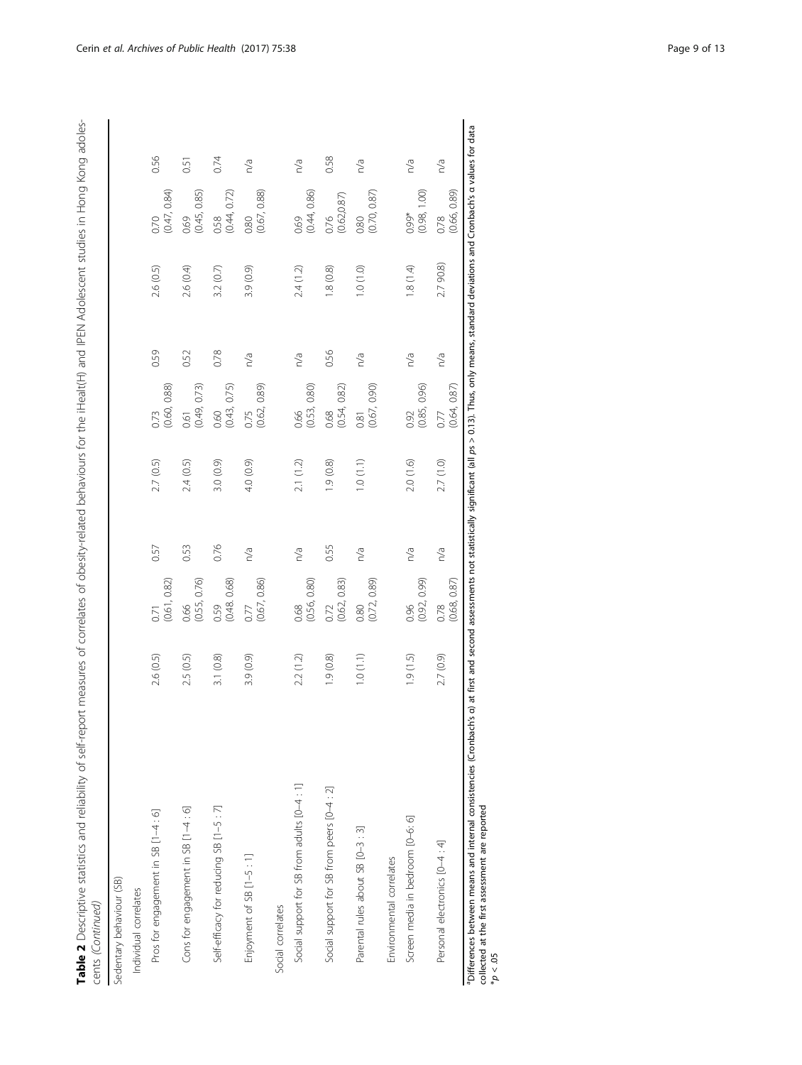**Table 2** Descriptive statistics and reliability of self-report measures of correlates of obesity-related behaviours for the iHealt(H) and IPEN Adolescent studies in Hong Kong adolescents *(Continued)*

| | | | | | | | | |
|---|---|---|---|---|---|---|---|---|
| Sedentary behaviour (SB) | | | | | | | | |
| Individual correlates | | | | | | | | |
| Pros for engagement in SB [1–4 : 6] | 2.6 (0.5) | 0.71 (0.61, 0.82) | 0.57 | 2.7 (0.5) | 0.73 (0.60, 0.88) | 0.59 | 2.6 (0.5) | 0.70 (0.47, 0.84) | 0.56 |
| Cons for engagement in SB [1–4 : 6] | 2.5 (0.5) | 0.66 (0.55, 0.76) | 0.53 | 2.4 (0.5) | 0.61 (0.49, 0.73) | 0.52 | 2.6 (0.4) | 0.69 (0.45, 0.85) | 0.51 |
| Self-efficacy for reducing SB [1–5 : 7] | 3.1 (0.8) | 0.59 (0.48, 0.68) | 0.76 | 3.0 (0.9) | 0.60 (0.43, 0.75) | 0.78 | 3.2 (0.7) | 0.58 (0.44, 0.72) | 0.74 |
| Enjoyment of SB [1–5 : 1] | 3.9 (0.9) | 0.77 (0.67, 0.86) | n/a | 4.0 (0.9) | 0.75 (0.62, 0.89) | n/a | 3.9 (0.9) | 0.80 (0.67, 0.88) | n/a |
| Social correlates | | | | | | | | | |
| Social support for SB from adults [0–4 : 1] | 2.2 (1.2) | 0.68 (0.56, 0.80) | n/a | 2.1 (1.2) | 0.66 (0.53, 0.80) | n/a | 2.4 (1.2) | 0.69 (0.44, 0.86) | n/a |
| Social support for SB from peers [0–4 : 2] | 1.9 (0.8) | 0.72 (0.62, 0.83) | 0.55 | 1.9 (0.8) | 0.68 (0.54, 0.82) | 0.56 | 1.8 (0.8) | 0.76 (0.62,0.87) | 0.58 |
| Parental rules about SB [0–3 : 3] | 1.0 (1.1) | 0.80 (0.72, 0.89) | n/a | 1.0 (1.1) | 0.81 (0.67, 0.90) | n/a | 1.0 (1.0) | 0.80 (0.70, 0.87) | n/a |
| Environmental correlates | | | | | | | | | |
| Screen media in bedroom [0–6: 6] | 1.9 (1.5) | 0.96 (0.92, 0.99) | n/a | 2.0 (1.6) | 0.92 (0.85, 0.96) | n/a | 1.8 (1.4) | 0.99* (0.98, 1.00) | n/a |
| Personal electronics [0–4 : 4] | 2.7 (0.9) | 0.78 (0.68, 0.87) | n/a | 2.7 (1.0) | 0.77 (0.64, 0.87) | n/a | 2.7 90.8) | 0.78 (0.66, 0.89) | n/a |

[a]Differences between means and internal consistencies (Cronbach's α) at first and second assessments not statistically significant (all $ps > 0.13$). Thus, only means, standard deviations and Cronbach's α values for data collected at the first assessment are reported

*$p < .05$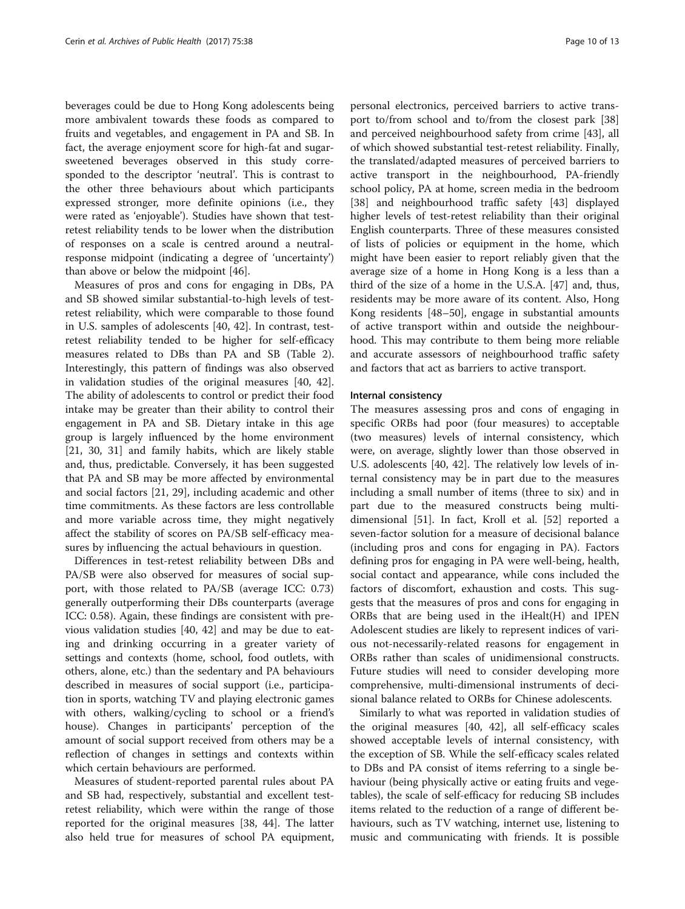beverages could be due to Hong Kong adolescents being more ambivalent towards these foods as compared to fruits and vegetables, and engagement in PA and SB. In fact, the average enjoyment score for high-fat and sugar-sweetened beverages observed in this study corresponded to the descriptor 'neutral'. This is contrast to the other three behaviours about which participants expressed stronger, more definite opinions (i.e., they were rated as 'enjoyable'). Studies have shown that test-retest reliability tends to be lower when the distribution of responses on a scale is centred around a neutral-response midpoint (indicating a degree of 'uncertainty') than above or below the midpoint [46].

Measures of pros and cons for engaging in DBs, PA and SB showed similar substantial-to-high levels of test-retest reliability, which were comparable to those found in U.S. samples of adolescents [40, 42]. In contrast, test-retest reliability tended to be higher for self-efficacy measures related to DBs than PA and SB (Table 2). Interestingly, this pattern of findings was also observed in validation studies of the original measures [40, 42]. The ability of adolescents to control or predict their food intake may be greater than their ability to control their engagement in PA and SB. Dietary intake in this age group is largely influenced by the home environment [21, 30, 31] and family habits, which are likely stable and, thus, predictable. Conversely, it has been suggested that PA and SB may be more affected by environmental and social factors [21, 29], including academic and other time commitments. As these factors are less controllable and more variable across time, they might negatively affect the stability of scores on PA/SB self-efficacy measures by influencing the actual behaviours in question.

Differences in test-retest reliability between DBs and PA/SB were also observed for measures of social support, with those related to PA/SB (average ICC: 0.73) generally outperforming their DBs counterparts (average ICC: 0.58). Again, these findings are consistent with previous validation studies [40, 42] and may be due to eating and drinking occurring in a greater variety of settings and contexts (home, school, food outlets, with others, alone, etc.) than the sedentary and PA behaviours described in measures of social support (i.e., participation in sports, watching TV and playing electronic games with others, walking/cycling to school or a friend's house). Changes in participants' perception of the amount of social support received from others may be a reflection of changes in settings and contexts within which certain behaviours are performed.

Measures of student-reported parental rules about PA and SB had, respectively, substantial and excellent test-retest reliability, which were within the range of those reported for the original measures [38, 44]. The latter also held true for measures of school PA equipment, personal electronics, perceived barriers to active transport to/from school and to/from the closest park [38] and perceived neighbourhood safety from crime [43], all of which showed substantial test-retest reliability. Finally, the translated/adapted measures of perceived barriers to active transport in the neighbourhood, PA-friendly school policy, PA at home, screen media in the bedroom [38] and neighbourhood traffic safety [43] displayed higher levels of test-retest reliability than their original English counterparts. Three of these measures consisted of lists of policies or equipment in the home, which might have been easier to report reliably given that the average size of a home in Hong Kong is a less than a third of the size of a home in the U.S.A. [47] and, thus, residents may be more aware of its content. Also, Hong Kong residents [48–50], engage in substantial amounts of active transport within and outside the neighbourhood. This may contribute to them being more reliable and accurate assessors of neighbourhood traffic safety and factors that act as barriers to active transport.

#### Internal consistency

The measures assessing pros and cons of engaging in specific ORBs had poor (four measures) to acceptable (two measures) levels of internal consistency, which were, on average, slightly lower than those observed in U.S. adolescents [40, 42]. The relatively low levels of internal consistency may be in part due to the measures including a small number of items (three to six) and in part due to the measured constructs being multi-dimensional [51]. In fact, Kroll et al. [52] reported a seven-factor solution for a measure of decisional balance (including pros and cons for engaging in PA). Factors defining pros for engaging in PA were well-being, health, social contact and appearance, while cons included the factors of discomfort, exhaustion and costs. This suggests that the measures of pros and cons for engaging in ORBs that are being used in the iHealt(H) and IPEN Adolescent studies are likely to represent indices of various not-necessarily-related reasons for engagement in ORBs rather than scales of unidimensional constructs. Future studies will need to consider developing more comprehensive, multi-dimensional instruments of decisional balance related to ORBs for Chinese adolescents.

Similarly to what was reported in validation studies of the original measures [40, 42], all self-efficacy scales showed acceptable levels of internal consistency, with the exception of SB. While the self-efficacy scales related to DBs and PA consist of items referring to a single behaviour (being physically active or eating fruits and vegetables), the scale of self-efficacy for reducing SB includes items related to the reduction of a range of different behaviours, such as TV watching, internet use, listening to music and communicating with friends. It is possible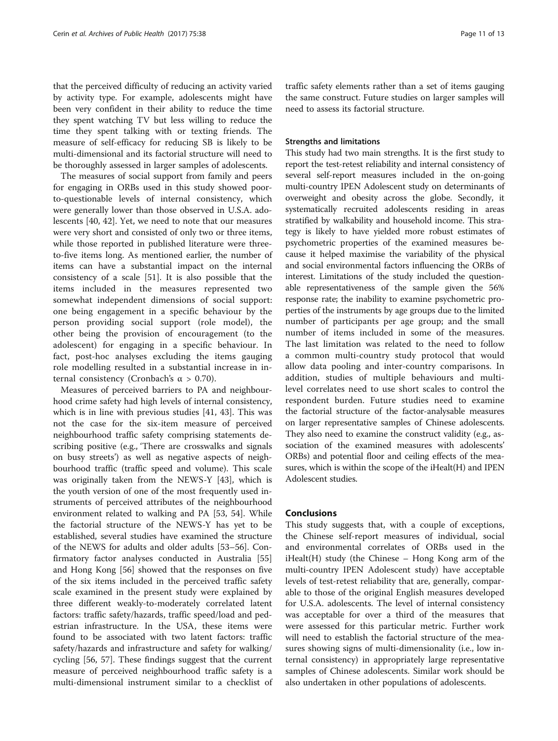that the perceived difficulty of reducing an activity varied by activity type. For example, adolescents might have been very confident in their ability to reduce the time they spent watching TV but less willing to reduce the time they spent talking with or texting friends. The measure of self-efficacy for reducing SB is likely to be multi-dimensional and its factorial structure will need to be thoroughly assessed in larger samples of adolescents.

The measures of social support from family and peers for engaging in ORBs used in this study showed poor-to-questionable levels of internal consistency, which were generally lower than those observed in U.S.A. adolescents [40, 42]. Yet, we need to note that our measures were very short and consisted of only two or three items, while those reported in published literature were three-to-five items long. As mentioned earlier, the number of items can have a substantial impact on the internal consistency of a scale [51]. It is also possible that the items included in the measures represented two somewhat independent dimensions of social support: one being engagement in a specific behaviour by the person providing social support (role model), the other being the provision of encouragement (to the adolescent) for engaging in a specific behaviour. In fact, post-hoc analyses excluding the items gauging role modelling resulted in a substantial increase in internal consistency (Cronbach's $\alpha > 0.70$).

Measures of perceived barriers to PA and neighbourhood crime safety had high levels of internal consistency, which is in line with previous studies [41, 43]. This was not the case for the six-item measure of perceived neighbourhood traffic safety comprising statements describing positive (e.g., 'There are crosswalks and signals on busy streets') as well as negative aspects of neighbourhood traffic (traffic speed and volume). This scale was originally taken from the NEWS-Y [43], which is the youth version of one of the most frequently used instruments of perceived attributes of the neighbourhood environment related to walking and PA [53, 54]. While the factorial structure of the NEWS-Y has yet to be established, several studies have examined the structure of the NEWS for adults and older adults [53–56]. Confirmatory factor analyses conducted in Australia [55] and Hong Kong [56] showed that the responses on five of the six items included in the perceived traffic safety scale examined in the present study were explained by three different weakly-to-moderately correlated latent factors: traffic safety/hazards, traffic speed/load and pedestrian infrastructure. In the USA, these items were found to be associated with two latent factors: traffic safety/hazards and infrastructure and safety for walking/cycling [56, 57]. These findings suggest that the current measure of perceived neighbourhood traffic safety is a multi-dimensional instrument similar to a checklist of traffic safety elements rather than a set of items gauging the same construct. Future studies on larger samples will need to assess its factorial structure.

### Strengths and limitations

This study had two main strengths. It is the first study to report the test-retest reliability and internal consistency of several self-report measures included in the on-going multi-country IPEN Adolescent study on determinants of overweight and obesity across the globe. Secondly, it systematically recruited adolescents residing in areas stratified by walkability and household income. This strategy is likely to have yielded more robust estimates of psychometric properties of the examined measures because it helped maximise the variability of the physical and social environmental factors influencing the ORBs of interest. Limitations of the study included the questionable representativeness of the sample given the 56% response rate; the inability to examine psychometric properties of the instruments by age groups due to the limited number of participants per age group; and the small number of items included in some of the measures. The last limitation was related to the need to follow a common multi-country study protocol that would allow data pooling and inter-country comparisons. In addition, studies of multiple behaviours and multi-level correlates need to use short scales to control the respondent burden. Future studies need to examine the factorial structure of the factor-analysable measures on larger representative samples of Chinese adolescents. They also need to examine the construct validity (e.g., association of the examined measures with adolescents' ORBs) and potential floor and ceiling effects of the measures, which is within the scope of the iHealt(H) and IPEN Adolescent studies.

## Conclusions

This study suggests that, with a couple of exceptions, the Chinese self-report measures of individual, social and environmental correlates of ORBs used in the iHealt(H) study (the Chinese – Hong Kong arm of the multi-country IPEN Adolescent study) have acceptable levels of test-retest reliability that are, generally, comparable to those of the original English measures developed for U.S.A. adolescents. The level of internal consistency was acceptable for over a third of the measures that were assessed for this particular metric. Further work will need to establish the factorial structure of the measures showing signs of multi-dimensionality (i.e., low internal consistency) in appropriately large representative samples of Chinese adolescents. Similar work should be also undertaken in other populations of adolescents.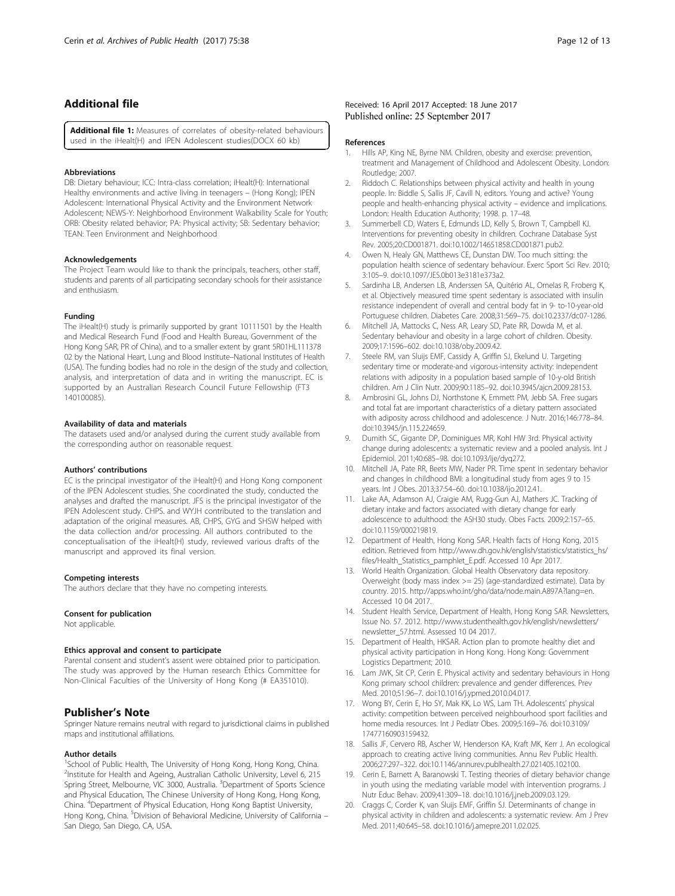## Additional file

**Additional file 1:** Measures of correlates of obesity-related behaviours used in the iHealt(H) and IPEN Adolescent studies(DOCX 60 kb)

#### Abbreviations

DB: Dietary behaviour; ICC: Intra-class correlation; iHealt(H): International Healthy environments and active living in teenagers – (Hong Kong); IPEN Adolescent: International Physical Activity and the Environment Network Adolescent; NEWS-Y: Neighborhood Environment Walkability Scale for Youth; ORB: Obesity related behavior; PA: Physical activity; SB: Sedentary behavior; TEAN: Teen Environment and Neighborhood

#### Acknowledgements

The Project Team would like to thank the principals, teachers, other staff, students and parents of all participating secondary schools for their assistance and enthusiasm.

#### Funding

The iHealt(H) study is primarily supported by grant 10111501 by the Health and Medical Research Fund (Food and Health Bureau, Government of the Hong Kong SAR, PR of China), and to a smaller extent by grant 5R01HL111378 02 by the National Heart, Lung and Blood Institute–National Institutes of Health (USA). The funding bodies had no role in the design of the study and collection, analysis, and interpretation of data and in writing the manuscript. EC is supported by an Australian Research Council Future Fellowship (FT3 140100085).

#### Availability of data and materials

The datasets used and/or analysed during the current study available from the corresponding author on reasonable request.

#### Authors' contributions

EC is the principal investigator of the iHealt(H) and Hong Kong component of the IPEN Adolescent studies. She coordinated the study, conducted the analyses and drafted the manuscript. JFS is the principal investigator of the IPEN Adolescent study. CHPS. and WYJH contributed to the translation and adaptation of the original measures. AB, CHPS, GYG and SHSW helped with the data collection and/or processing. All authors contributed to the conceptualisation of the iHealt(H) study, reviewed various drafts of the manuscript and approved its final version.

#### Competing interests

The authors declare that they have no competing interests.

#### Consent for publication

Not applicable.

#### Ethics approval and consent to participate

Parental consent and student's assent were obtained prior to participation. The study was approved by the Human research Ethics Committee for Non-Clinical Faculties of the University of Hong Kong (# EA351010).

## Publisher's Note

Springer Nature remains neutral with regard to jurisdictional claims in published maps and institutional affiliations.

#### Author details

[1]School of Public Health, The University of Hong Kong, Hong Kong, China. [2]Institute for Health and Ageing, Australian Catholic University, Level 6, 215 Spring Street, Melbourne, VIC 3000, Australia. [3]Department of Sports Science and Physical Education, The Chinese University of Hong Kong, Hong Kong, China. [4]Department of Physical Education, Hong Kong Baptist University, Hong Kong, China. [5]Division of Behavioral Medicine, University of California – San Diego, San Diego, CA, USA.

Received: 16 April 2017 Accepted: 18 June 2017
Published online: 25 September 2017

#### References

1. Hills AP, King NE, Byrne NM. Children, obesity and exercise: prevention, treatment and Management of Childhood and Adolescent Obesity. London: Routledge; 2007.
2. Riddoch C. Relationships between physical activity and health in young people. In: Biddle S, Sallis JF, Cavill N, editors. Young and active? Young people and health-enhancing physical activity – evidence and implications. London: Health Education Authority; 1998. p. 17–48.
3. Summerbell CD, Waters E, Edmunds LD, Kelly S, Brown T, Campbell KJ. Interventions for preventing obesity in children. Cochrane Database Syst Rev. 2005;20:CD001871. doi:10.1002/14651858.CD001871.pub2.
4. Owen N, Healy GN, Matthews CE, Dunstan DW. Too much sitting: the population health science of sedentary behaviour. Exerc Sport Sci Rev. 2010; 3:105–9. doi:10.1097/JES.0b013e3181e373a2.
5. Sardinha LB, Andersen LB, Anderssen SA, Quitério AL, Ornelas R, Froberg K, et al. Objectively measured time spent sedentary is associated with insulin resistance independent of overall and central body fat in 9- to-10-year-old Portuguese children. Diabetes Care. 2008;31:569–75. doi:10.2337/dc07-1286.
6. Mitchell JA, Mattocks C, Ness AR, Leary SD, Pate RR, Dowda M, et al. Sedentary behaviour and obesity in a large cohort of children. Obesity. 2009;17:1596–602. doi:10.1038/oby.2009.42.
7. Steele RM, van Sluijs EMF, Cassidy A, Griffin SJ, Ekelund U. Targeting sedentary time or moderate-and vigorous-intensity activity: independent relations with adiposity in a population based sample of 10-y-old British children. Am J Clin Nutr. 2009;90:1185–92. doi:10.3945/ajcn.2009.28153.
8. Ambrosini GL, Johns DJ, Northstone K, Emmett PM, Jebb SA. Free sugars and total fat are important characteristics of a dietary pattern associated with adiposity across childhood and adolescence. J Nutr. 2016;146:778–84. doi:10.3945/jn.115.224659.
9. Dumith SC, Gigante DP, Dominigues MR, Kohl HW 3rd. Physical activity change during adolescents: a systematic review and a pooled analysis. Int J Epidemiol. 2011;40:685–98. doi:10.1093/ije/dyq272.
10. Mitchell JA, Pate RR, Beets MW, Nader PR. Time spent in sedentary behavior and changes in childhood BMI: a longitudinal study from ages 9 to 15 years. Int J Obes. 2013;37:54–60. doi:10.1038/ijo.2012.41.
11. Lake AA, Adamson AJ, Craigie AM, Rugg-Gun AJ, Mathers JC. Tracking of dietary intake and factors associated with dietary change for early adolescence to adulthood: the ASH30 study. Obes Facts. 2009;2:157–65. doi:10.1159/000219819.
12. Department of Health, Hong Kong SAR. Health facts of Hong Kong, 2015 edition. Retrieved from http://www.dh.gov.hk/english/statistics/statistics_hs/files/Health_Statistics_pamphlet_E.pdf. Accessed 10 Apr 2017.
13. World Health Organization. Global Health Observatory data repository. Overweight (body mass index >= 25) (age-standardized estimate). Data by country. 2015. http://apps.who.int/gho/data/node.main.A897A?lang=en. Accessed 10 04 2017.
14. Student Health Service, Department of Health, Hong Kong SAR. Newsletters, Issue No. 57. 2012. http://www.studenthealth.gov.hk/english/newsletters/newsletter_57.html. Assessed 10 04 2017.
15. Department of Health, HKSAR. Action plan to promote healthy diet and physical activity participation in Hong Kong. Hong Kong: Government Logistics Department; 2010.
16. Lam JWK, Sit CP, Cerin E. Physical activity and sedentary behaviours in Hong Kong primary school children: prevalence and gender differences. Prev Med. 2010;51:96–7. doi:10.1016/j.ypmed.2010.04.017.
17. Wong BY, Cerin E, Ho SY, Mak KK, Lo WS, Lam TH. Adolescents' physical activity: competition between perceived neighbourhood sport facilities and home media resources. Int J Pediatr Obes. 2009;5:169–76. doi:10.3109/17477160903159432.
18. Sallis JF, Cervero RB, Ascher W, Henderson KA, Kraft MK, Kerr J. An ecological approach to creating active living communities. Annu Rev Public Health. 2006;27:297–322. doi:10.1146/annurev.publhealth.27.021405.102100.
19. Cerin E, Barnett A, Baranowski T. Testing theories of dietary behavior change in youth using the mediating variable model with intervention programs. J Nutr Educ Behav. 2009;41:309–18. doi:10.1016/j.jneb.2009.03.129.
20. Craggs C, Corder K, van Sluijs EMF, Griffin SJ. Determinants of change in physical activity in children and adolescents: a systematic review. Am J Prev Med. 2011;40:645–58. doi:10.1016/j.amepre.2011.02.025.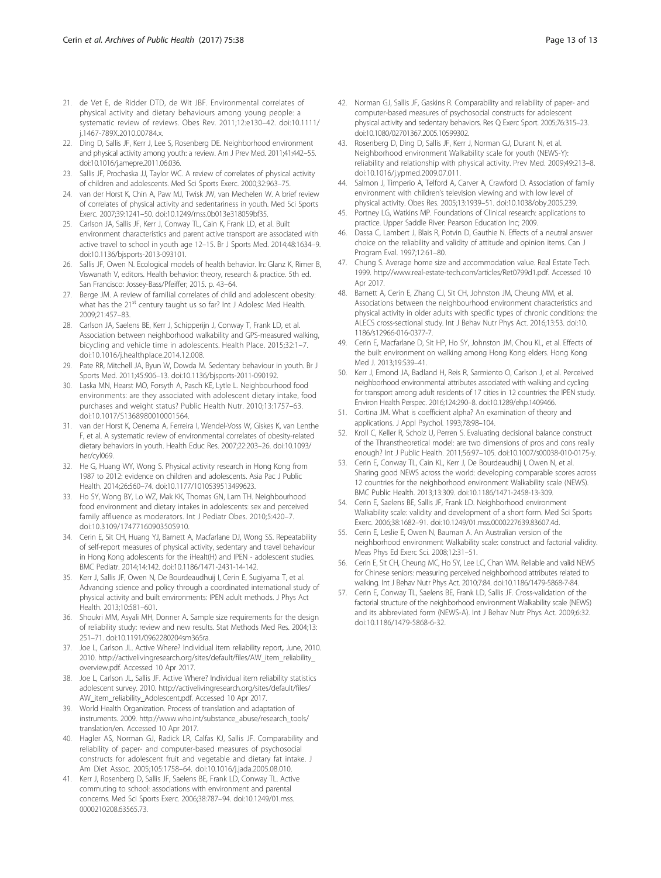21. de Vet E, de Ridder DTD, de Wit JBF. Environmental correlates of physical activity and dietary behaviours among young people: a systematic review of reviews. Obes Rev. 2011;12:e130–42. doi:10.1111/j.1467-789X.2010.00784.x.
22. Ding D, Sallis JF, Kerr J, Lee S, Rosenberg DE. Neighborhood environment and physical activity among youth: a review. Am J Prev Med. 2011;41:442–55. doi:10.1016/j.amepre.2011.06.036.
23. Sallis JF, Prochaska JJ, Taylor WC. A review of correlates of physical activity of children and adolescents. Med Sci Sports Exerc. 2000;32:963–75.
24. van der Horst K, Chin A, Paw MJ, Twisk JW, van Mechelen W. A brief review of correlates of physical activity and sedentariness in youth. Med Sci Sports Exerc. 2007;39:1241–50. doi:10.1249/mss.0b013e318059bf35.
25. Carlson JA, Sallis JF, Kerr J, Conway TL, Cain K, Frank LD, et al. Built environment characteristics and parent active transport are associated with active travel to school in youth age 12–15. Br J Sports Med. 2014;48:1634–9. doi:10.1136/bjsports-2013-093101.
26. Sallis JF, Owen N. Ecological models of health behavior. In: Glanz K, Rimer B, Viswanath V, editors. Health behavior: theory, research & practice. 5th ed. San Francisco: Jossey-Bass/Pfeiffer; 2015. p. 43–64.
27. Berge JM. A review of familial correlates of child and adolescent obesity: what has the 21st century taught us so far? Int J Adolesc Med Health. 2009;21:457–83.
28. Carlson JA, Saelens BE, Kerr J, Schipperijn J, Conway T, Frank LD, et al. Association between neighborhood walkability and GPS-measured walking, bicycling and vehicle time in adolescents. Health Place. 2015;32:1–7. doi:10.1016/j.healthplace.2014.12.008.
29. Pate RR, Mitchell JA, Byun W, Dowda M. Sedentary behaviour in youth. Br J Sports Med. 2011;45:906–13. doi:10.1136/bjsports-2011-090192.
30. Laska MN, Hearst MO, Forsyth A, Pasch KE, Lytle L. Neighbourhood food environments: are they associated with adolescent dietary intake, food purchases and weight status? Public Health Nutr. 2010;13:1757–63. doi:10.1017/S1368980010001564.
31. van der Horst K, Oenema A, Ferreira I, Wendel-Voss W, Giskes K, van Lenthe F, et al. A systematic review of environmental correlates of obesity-related dietary behaviors in youth. Health Educ Res. 2007;22:203–26. doi:10.1093/her/cyl069.
32. He G, Huang WY, Wong S. Physical activity research in Hong Kong from 1987 to 2012: evidence on children and adolescents. Asia Pac J Public Health. 2014;26:560–74. doi:10.1177/1010539513499623.
33. Ho SY, Wong BY, Lo WZ, Mak KK, Thomas GN, Lam TH. Neighbourhood food environment and dietary intakes in adolescents: sex and perceived family affluence as moderators. Int J Pediatr Obes. 2010;5:420–7. doi:10.3109/17477160903505910.
34. Cerin E, Sit CH, Huang YJ, Barnett A, Macfarlane DJ, Wong SS. Repeatability of self-report measures of physical activity, sedentary and travel behaviour in Hong Kong adolescents for the iHealt(H) and IPEN - adolescent studies. BMC Pediatr. 2014;14:142. doi:10.1186/1471-2431-14-142.
35. Kerr J, Sallis JF, Owen N, De Bourdeaudhuij I, Cerin E, Sugiyama T, et al. Advancing science and policy through a coordinated international study of physical activity and built environments: IPEN adult methods. J Phys Act Health. 2013;10:581–601.
36. Shoukri MM, Asyali MH, Donner A. Sample size requirements for the design of reliability study: review and new results. Stat Methods Med Res. 2004;13:251–71. doi:10.1191/0962280204sm365ra.
37. Joe L, Carlson JL. Active Where? Individual item reliability report, June, 2010. 2010. http://activelivingresearch.org/sites/default/files/AW_item_reliability_overview.pdf. Accessed 10 Apr 2017.
38. Joe L, Carlson JL, Sallis JF. Active Where? Individual item reliability statistics adolescent survey. 2010. http://activelivingresearch.org/sites/default/files/AW_item_reliability_Adolescent.pdf. Accessed 10 Apr 2017.
39. World Health Organization. Process of translation and adaptation of instruments. 2009. http://www.who.int/substance_abuse/research_tools/translation/en. Accessed 10 Apr 2017.
40. Hagler AS, Norman GJ, Radick LR, Calfas KJ, Sallis JF. Comparability and reliability of paper- and computer-based measures of psychosocial constructs for adolescent fruit and vegetable and dietary fat intake. J Am Diet Assoc. 2005;105:1758–64. doi:10.1016/j.jada.2005.08.010.
41. Kerr J, Rosenberg D, Sallis JF, Saelens BE, Frank LD, Conway TL. Active commuting to school: associations with environment and parental concerns. Med Sci Sports Exerc. 2006;38:787–94. doi:10.1249/01.mss.0000210208.63565.73.
42. Norman GJ, Sallis JF, Gaskins R. Comparability and reliability of paper- and computer-based measures of psychosocial constructs for adolescent physical activity and sedentary behaviors. Res Q Exerc Sport. 2005;76:315–23. doi:10.1080/02701367.2005.10599302.
43. Rosenberg D, Ding D, Sallis JF, Kerr J, Norman GJ, Durant N, et al. Neighborhood environment Walkability scale for youth (NEWS-Y): reliability and relationship with physical activity. Prev Med. 2009;49:213–8. doi:10.1016/j.ypmed.2009.07.011.
44. Salmon J, Timperio A, Telford A, Carver A, Crawford D. Association of family environment with children's television viewing and with low level of physical activity. Obes Res. 2005;13:1939–51. doi:10.1038/oby.2005.239.
45. Portney LG, Watkins MP. Foundations of Clinical research: applications to practice. Upper Saddle River: Pearson Education Inc; 2009.
46. Dassa C, Lambert J, Blais R, Potvin D, Gauthie N. Effects of a neutral answer choice on the reliability and validity of attitude and opinion items. Can J Program Eval. 1997;12:61–80.
47. Chung S. Average home size and accommodation value. Real Estate Tech. 1999. http://www.real-estate-tech.com/articles/Ret0799d1.pdf. Accessed 10 Apr 2017.
48. Barnett A, Cerin E, Zhang CJ, Sit CH, Johnston JM, Cheung MM, et al. Associations between the neighbourhood environment characteristics and physical activity in older adults with specific types of chronic conditions: the ALECS cross-sectional study. Int J Behav Nutr Phys Act. 2016;13:53. doi:10.1186/s12966-016-0377-7.
49. Cerin E, Macfarlane D, Sit HP, Ho SY, Johnston JM, Chou KL, et al. Effects of the built environment on walking among Hong Kong elders. Hong Kong Med J. 2013;19:S39–41.
50. Kerr J, Emond JA, Badland H, Reis R, Sarmiento O, Carlson J, et al. Perceived neighborhood environmental attributes associated with walking and cycling for transport among adult residents of 17 cities in 12 countries: the IPEN study. Environ Health Perspec. 2016;124:290–8. doi:10.1289/ehp.1409466.
51. Cortina JM. What is coefficient alpha? An examination of theory and applications. J Appl Psychol. 1993;78:98–104.
52. Kroll C, Keller R, Scholz U, Perren S. Evaluating decisional balance construct of the Transtheoretical model: are two dimensions of pros and cons really enough? Int J Public Health. 2011;56:97–105. doi:10.1007/s00038-010-0175-y.
53. Cerin E, Conway TL, Cain KL, Kerr J, De Bourdeaudhij I, Owen N, et al. Sharing good NEWS across the world: developing comparable scores across 12 countries for the neighborhood environment Walkability scale (NEWS). BMC Public Health. 2013;13:309. doi:10.1186/1471-2458-13-309.
54. Cerin E, Saelens BE, Sallis JF, Frank LD. Neighborhood environment Walkability scale: validity and development of a short form. Med Sci Sports Exerc. 2006;38:1682–91. doi:10.1249/01.mss.0000227639.83607.4d.
55. Cerin E, Leslie E, Owen N, Bauman A. An Australian version of the neighborhood environment Walkability scale: construct and factorial validity. Meas Phys Ed Exerc Sci. 2008;12:31–51.
56. Cerin E, Sit CH, Cheung MC, Ho SY, Lee LC, Chan WM. Reliable and valid NEWS for Chinese seniors: measuring perceived neighborhood attributes related to walking. Int J Behav Nutr Phys Act. 2010;7:84. doi:10.1186/1479-5868-7-84.
57. Cerin E, Conway TL, Saelens BE, Frank LD, Sallis JF. Cross-validation of the factorial structure of the neighborhood environment Walkability scale (NEWS) and its abbreviated form (NEWS-A). Int J Behav Nutr Phys Act. 2009;6:32. doi:10.1186/1479-5868-6-32.